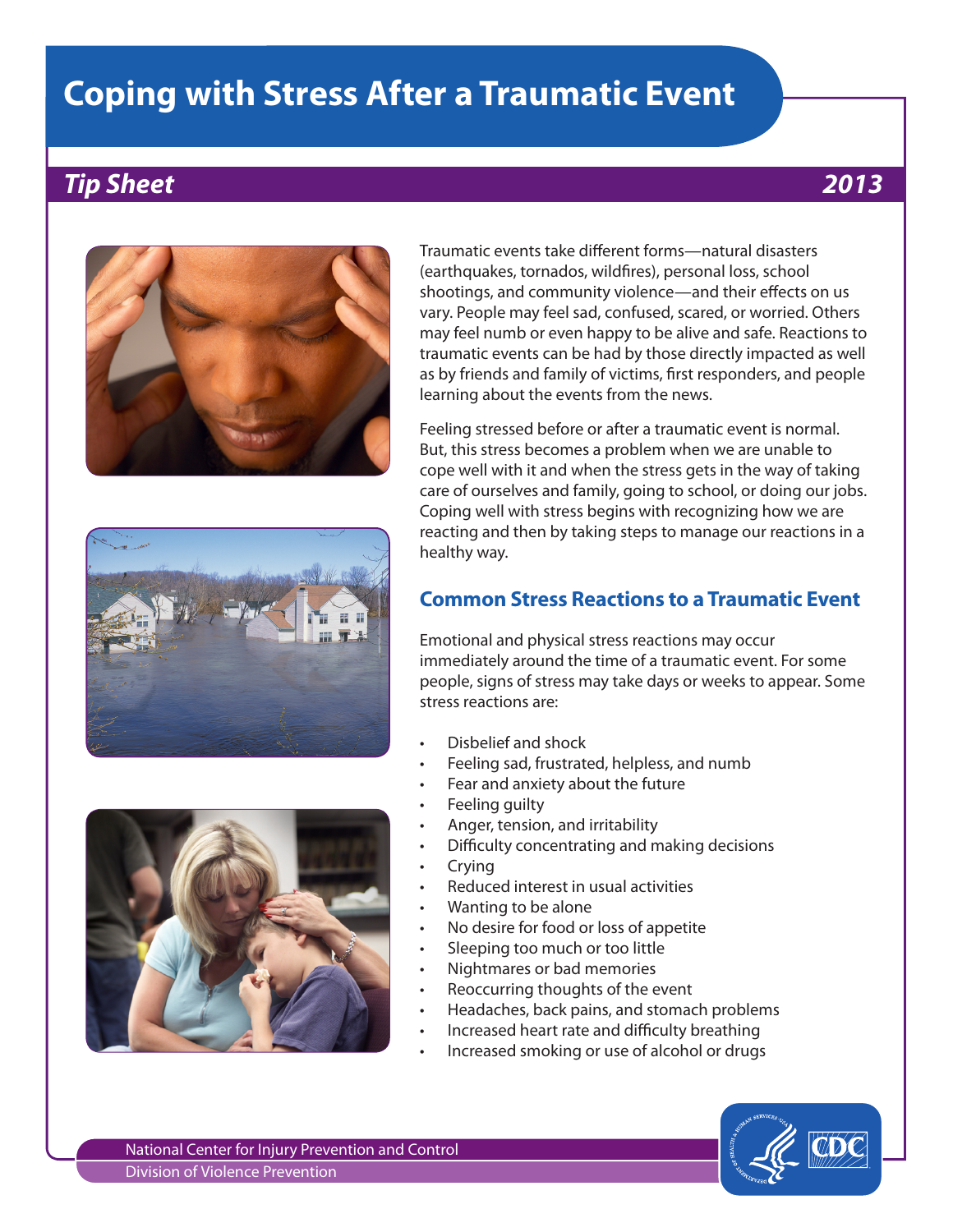# Coping with Stress After a Traumatic Event

***Tip Sheet*** ***2013***

Traumatic events take different forms—natural disasters (earthquakes, tornados, wildfires), personal loss, school shootings, and community violence—and their effects on us vary. People may feel sad, confused, scared, or worried. Others may feel numb or even happy to be alive and safe. Reactions to traumatic events can be had by those directly impacted as well as by friends and family of victims, first responders, and people learning about the events from the news.

Feeling stressed before or after a traumatic event is normal. But, this stress becomes a problem when we are unable to cope well with it and when the stress gets in the way of taking care of ourselves and family, going to school, or doing our jobs. Coping well with stress begins with recognizing how we are reacting and then by taking steps to manage our reactions in a healthy way.

## Common Stress Reactions to a Traumatic Event

Emotional and physical stress reactions may occur immediately around the time of a traumatic event. For some people, signs of stress may take days or weeks to appear. Some stress reactions are:

- Disbelief and shock
- Feeling sad, frustrated, helpless, and numb
- Fear and anxiety about the future
- Feeling guilty
- Anger, tension, and irritability
- Difficulty concentrating and making decisions
- Crying
- Reduced interest in usual activities
- Wanting to be alone
- No desire for food or loss of appetite
- Sleeping too much or too little
- Nightmares or bad memories
- Reoccurring thoughts of the event
- Headaches, back pains, and stomach problems
- Increased heart rate and difficulty breathing
- Increased smoking or use of alcohol or drugs

National Center for Injury Prevention and Control
Division of Violence Prevention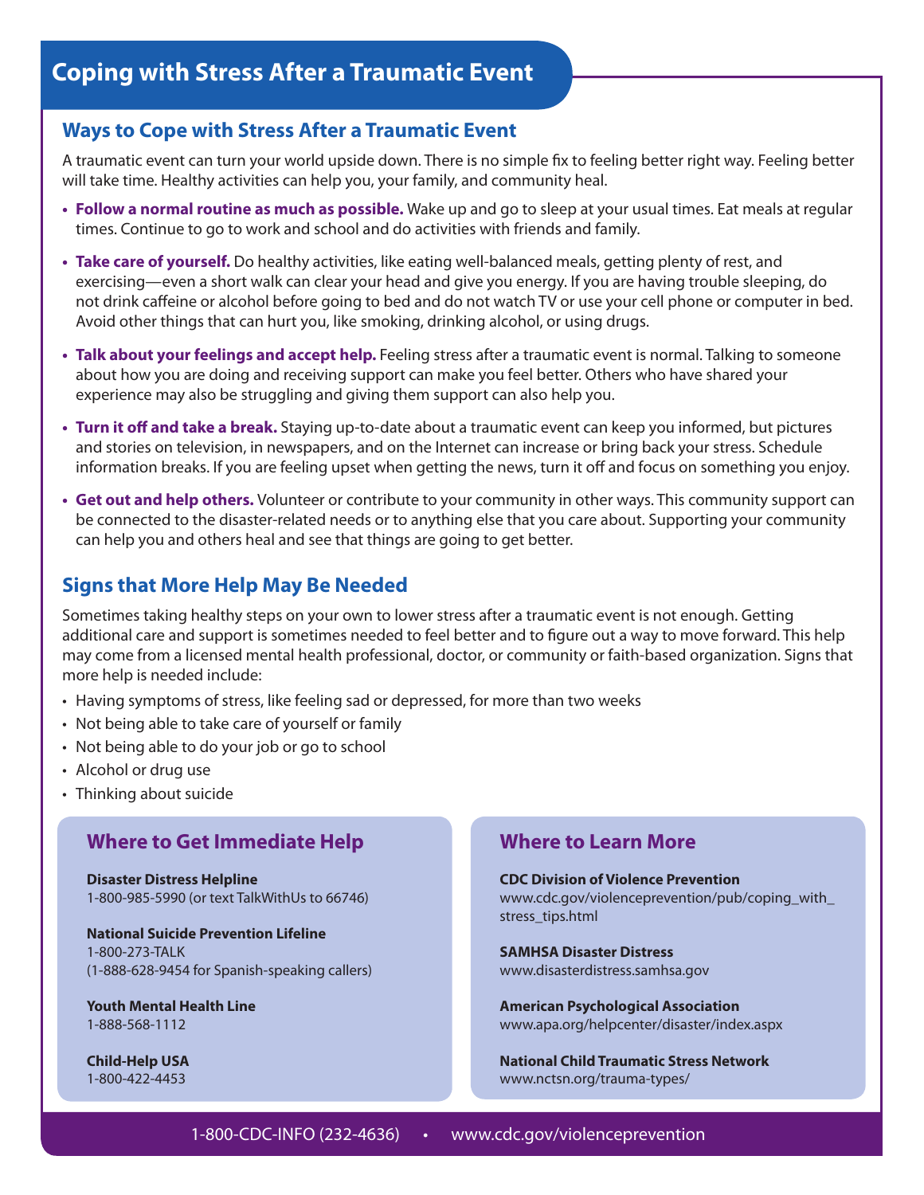# Coping with Stress After a Traumatic Event

## Ways to Cope with Stress After a Traumatic Event

A traumatic event can turn your world upside down. There is no simple fix to feeling better right way. Feeling better will take time. Healthy activities can help you, your family, and community heal.

- **Follow a normal routine as much as possible.** Wake up and go to sleep at your usual times. Eat meals at regular times. Continue to go to work and school and do activities with friends and family.
- **Take care of yourself.** Do healthy activities, like eating well-balanced meals, getting plenty of rest, and exercising—even a short walk can clear your head and give you energy. If you are having trouble sleeping, do not drink caffeine or alcohol before going to bed and do not watch TV or use your cell phone or computer in bed. Avoid other things that can hurt you, like smoking, drinking alcohol, or using drugs.
- **Talk about your feelings and accept help.** Feeling stress after a traumatic event is normal. Talking to someone about how you are doing and receiving support can make you feel better. Others who have shared your experience may also be struggling and giving them support can also help you.
- **Turn it off and take a break.** Staying up-to-date about a traumatic event can keep you informed, but pictures and stories on television, in newspapers, and on the Internet can increase or bring back your stress. Schedule information breaks. If you are feeling upset when getting the news, turn it off and focus on something you enjoy.
- **Get out and help others.** Volunteer or contribute to your community in other ways. This community support can be connected to the disaster-related needs or to anything else that you care about. Supporting your community can help you and others heal and see that things are going to get better.

## Signs that More Help May Be Needed

Sometimes taking healthy steps on your own to lower stress after a traumatic event is not enough. Getting additional care and support is sometimes needed to feel better and to figure out a way to move forward. This help may come from a licensed mental health professional, doctor, or community or faith-based organization. Signs that more help is needed include:

- Having symptoms of stress, like feeling sad or depressed, for more than two weeks
- Not being able to take care of yourself or family
- Not being able to do your job or go to school
- Alcohol or drug use
- Thinking about suicide

### Where to Get Immediate Help

**Disaster Distress Helpline**
1-800-985-5990 (or text TalkWithUs to 66746)

**National Suicide Prevention Lifeline**
1-800-273-TALK
(1-888-628-9454 for Spanish-speaking callers)

**Youth Mental Health Line**
1-888-568-1112

**Child-Help USA**
1-800-422-4453

### Where to Learn More

**CDC Division of Violence Prevention**
www.cdc.gov/violenceprevention/pub/coping_with_stress_tips.html

**SAMHSA Disaster Distress**
www.disasterdistress.samhsa.gov

**American Psychological Association**
www.apa.org/helpcenter/disaster/index.aspx

**National Child Traumatic Stress Network**
www.nctsn.org/trauma-types/

1-800-CDC-INFO (232-4636) • www.cdc.gov/violenceprevention